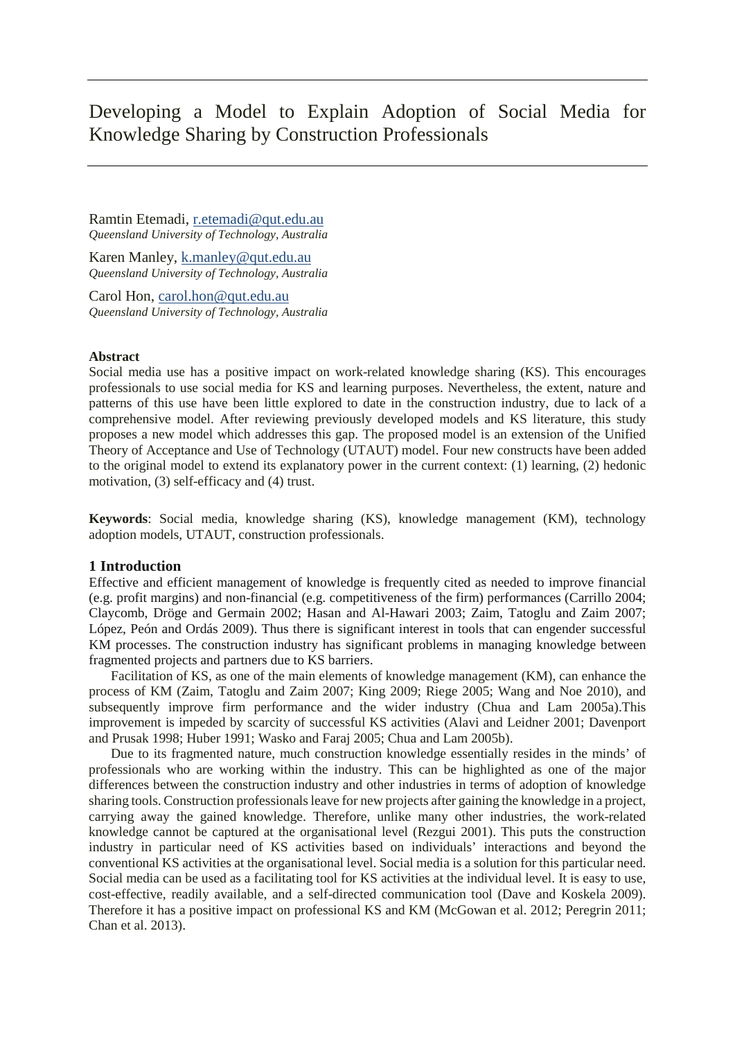# Developing a Model to Explain Adoption of Social Media for Knowledge Sharing by Construction Professionals

Ramtin Etemadi, r.etemadi@qut.edu.au
*Queensland University of Technology, Australia*

Karen Manley, k.manley@qut.edu.au
*Queensland University of Technology, Australia*

Carol Hon, carol.hon@qut.edu.au
*Queensland University of Technology, Australia*

**Abstract**

Social media use has a positive impact on work-related knowledge sharing (KS). This encourages professionals to use social media for KS and learning purposes. Nevertheless, the extent, nature and patterns of this use have been little explored to date in the construction industry, due to lack of a comprehensive model. After reviewing previously developed models and KS literature, this study proposes a new model which addresses this gap. The proposed model is an extension of the Unified Theory of Acceptance and Use of Technology (UTAUT) model. Four new constructs have been added to the original model to extend its explanatory power in the current context: (1) learning, (2) hedonic motivation, (3) self-efficacy and (4) trust.

**Keywords**: Social media, knowledge sharing (KS), knowledge management (KM), technology adoption models, UTAUT, construction professionals.

## 1 Introduction

Effective and efficient management of knowledge is frequently cited as needed to improve financial (e.g. profit margins) and non-financial (e.g. competitiveness of the firm) performances (Carrillo 2004; Claycomb, Dröge and Germain 2002; Hasan and Al-Hawari 2003; Zaim, Tatoglu and Zaim 2007; López, Peón and Ordás 2009). Thus there is significant interest in tools that can engender successful KM processes. The construction industry has significant problems in managing knowledge between fragmented projects and partners due to KS barriers.

Facilitation of KS, as one of the main elements of knowledge management (KM), can enhance the process of KM (Zaim, Tatoglu and Zaim 2007; King 2009; Riege 2005; Wang and Noe 2010), and subsequently improve firm performance and the wider industry (Chua and Lam 2005a).This improvement is impeded by scarcity of successful KS activities (Alavi and Leidner 2001; Davenport and Prusak 1998; Huber 1991; Wasko and Faraj 2005; Chua and Lam 2005b).

Due to its fragmented nature, much construction knowledge essentially resides in the minds' of professionals who are working within the industry. This can be highlighted as one of the major differences between the construction industry and other industries in terms of adoption of knowledge sharing tools. Construction professionals leave for new projects after gaining the knowledge in a project, carrying away the gained knowledge. Therefore, unlike many other industries, the work-related knowledge cannot be captured at the organisational level (Rezgui 2001). This puts the construction industry in particular need of KS activities based on individuals' interactions and beyond the conventional KS activities at the organisational level. Social media is a solution for this particular need. Social media can be used as a facilitating tool for KS activities at the individual level. It is easy to use, cost-effective, readily available, and a self-directed communication tool (Dave and Koskela 2009). Therefore it has a positive impact on professional KS and KM (McGowan et al. 2012; Peregrin 2011; Chan et al. 2013).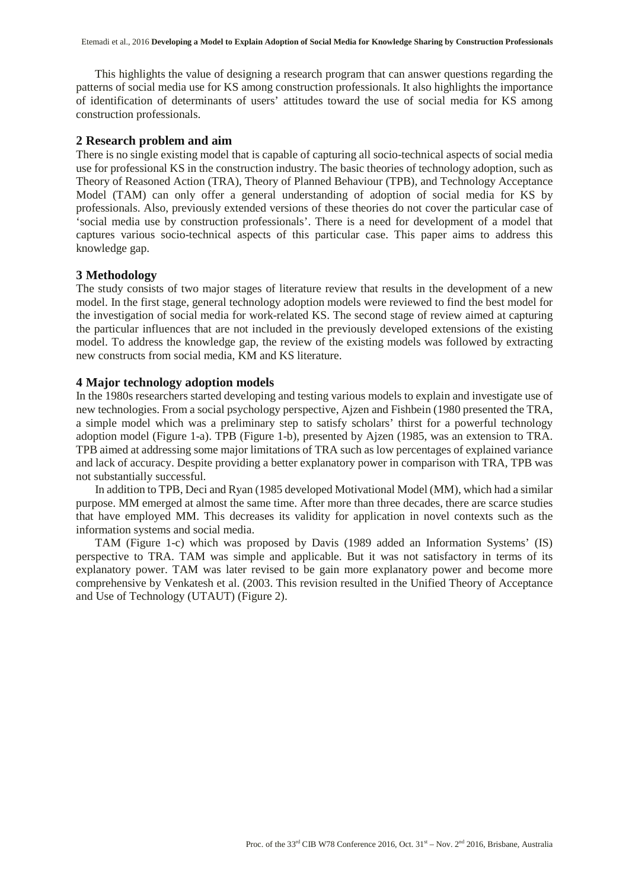This highlights the value of designing a research program that can answer questions regarding the patterns of social media use for KS among construction professionals. It also highlights the importance of identification of determinants of users' attitudes toward the use of social media for KS among construction professionals.

## 2 Research problem and aim

There is no single existing model that is capable of capturing all socio-technical aspects of social media use for professional KS in the construction industry. The basic theories of technology adoption, such as Theory of Reasoned Action (TRA), Theory of Planned Behaviour (TPB), and Technology Acceptance Model (TAM) can only offer a general understanding of adoption of social media for KS by professionals. Also, previously extended versions of these theories do not cover the particular case of 'social media use by construction professionals'. There is a need for development of a model that captures various socio-technical aspects of this particular case. This paper aims to address this knowledge gap.

## 3 Methodology

The study consists of two major stages of literature review that results in the development of a new model. In the first stage, general technology adoption models were reviewed to find the best model for the investigation of social media for work-related KS. The second stage of review aimed at capturing the particular influences that are not included in the previously developed extensions of the existing model. To address the knowledge gap, the review of the existing models was followed by extracting new constructs from social media, KM and KS literature.

## 4 Major technology adoption models

In the 1980s researchers started developing and testing various models to explain and investigate use of new technologies. From a social psychology perspective, Ajzen and Fishbein (1980 presented the TRA, a simple model which was a preliminary step to satisfy scholars' thirst for a powerful technology adoption model (Figure 1-a). TPB (Figure 1-b), presented by Ajzen (1985, was an extension to TRA. TPB aimed at addressing some major limitations of TRA such as low percentages of explained variance and lack of accuracy. Despite providing a better explanatory power in comparison with TRA, TPB was not substantially successful.

In addition to TPB, Deci and Ryan (1985 developed Motivational Model (MM), which had a similar purpose. MM emerged at almost the same time. After more than three decades, there are scarce studies that have employed MM. This decreases its validity for application in novel contexts such as the information systems and social media.

TAM (Figure 1-c) which was proposed by Davis (1989 added an Information Systems' (IS) perspective to TRA. TAM was simple and applicable. But it was not satisfactory in terms of its explanatory power. TAM was later revised to be gain more explanatory power and become more comprehensive by Venkatesh et al. (2003. This revision resulted in the Unified Theory of Acceptance and Use of Technology (UTAUT) (Figure 2).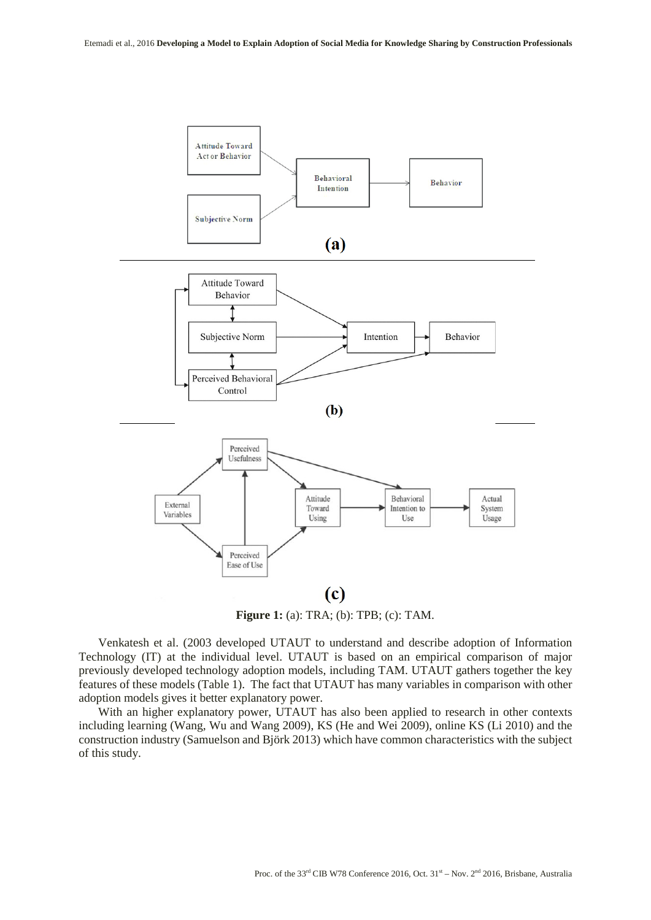**Figure 1:** (a): TRA; (b): TPB; (c): TAM.

Venkatesh et al. (2003 developed UTAUT to understand and describe adoption of Information Technology (IT) at the individual level. UTAUT is based on an empirical comparison of major previously developed technology adoption models, including TAM. UTAUT gathers together the key features of these models (Table 1). The fact that UTAUT has many variables in comparison with other adoption models gives it better explanatory power.

With an higher explanatory power, UTAUT has also been applied to research in other contexts including learning (Wang, Wu and Wang 2009), KS (He and Wei 2009), online KS (Li 2010) and the construction industry (Samuelson and Björk 2013) which have common characteristics with the subject of this study.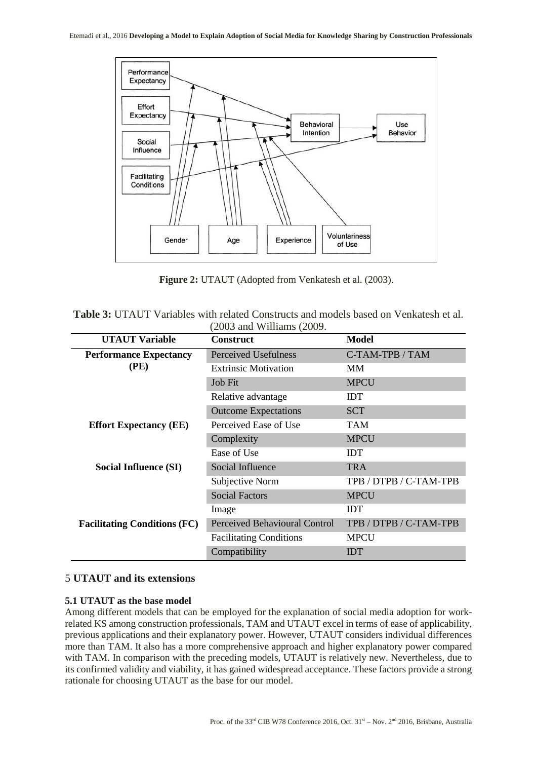**Figure 2:** UTAUT (Adopted from Venkatesh et al. (2003).

**Table 3:** UTAUT Variables with related Constructs and models based on Venkatesh et al. (2003 and Williams (2009.

| UTAUT Variable | Construct | Model |
|---|---|---|
| **Performance Expectancy (PE)** | Perceived Usefulness | C-TAM-TPB / TAM |
| | Extrinsic Motivation | MM |
| | Job Fit | MPCU |
| | Relative advantage | IDT |
| | Outcome Expectations | SCT |
| **Effort Expectancy (EE)** | Perceived Ease of Use | TAM |
| | Complexity | MPCU |
| | Ease of Use | IDT |
| **Social Influence (SI)** | Social Influence | TRA |
| | Subjective Norm | TPB / DTPB / C-TAM-TPB |
| | Social Factors | MPCU |
| | Image | IDT |
| **Facilitating Conditions (FC)** | Perceived Behavioural Control | TPB / DTPB / C-TAM-TPB |
| | Facilitating Conditions | MPCU |
| | Compatibility | IDT |

## 5 UTAUT and its extensions

### 5.1 UTAUT as the base model

Among different models that can be employed for the explanation of social media adoption for work-related KS among construction professionals, TAM and UTAUT excel in terms of ease of applicability, previous applications and their explanatory power. However, UTAUT considers individual differences more than TAM. It also has a more comprehensive approach and higher explanatory power compared with TAM. In comparison with the preceding models, UTAUT is relatively new. Nevertheless, due to its confirmed validity and viability, it has gained widespread acceptance. These factors provide a strong rationale for choosing UTAUT as the base for our model.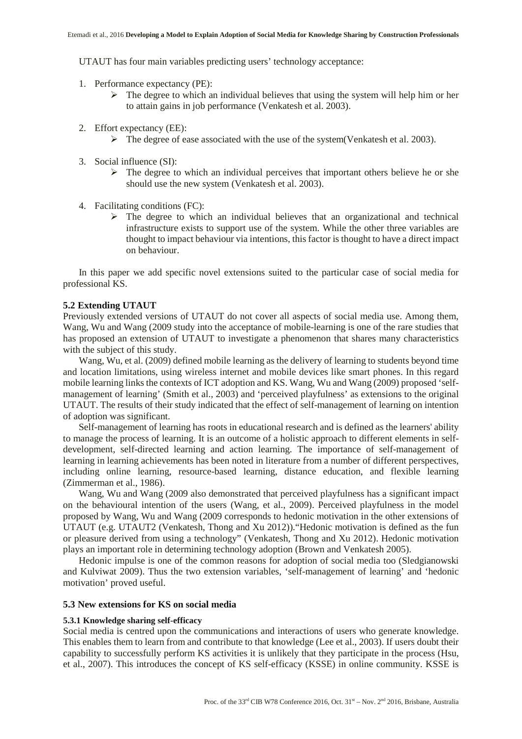UTAUT has four main variables predicting users' technology acceptance:

1. Performance expectancy (PE):
   - The degree to which an individual believes that using the system will help him or her to attain gains in job performance (Venkatesh et al. 2003).
2. Effort expectancy (EE):
   - The degree of ease associated with the use of the system(Venkatesh et al. 2003).
3. Social influence (SI):
   - The degree to which an individual perceives that important others believe he or she should use the new system (Venkatesh et al. 2003).
4. Facilitating conditions (FC):
   - The degree to which an individual believes that an organizational and technical infrastructure exists to support use of the system. While the other three variables are thought to impact behaviour via intentions, this factor is thought to have a direct impact on behaviour.

In this paper we add specific novel extensions suited to the particular case of social media for professional KS.

### 5.2 Extending UTAUT

Previously extended versions of UTAUT do not cover all aspects of social media use. Among them, Wang, Wu and Wang (2009 study into the acceptance of mobile-learning is one of the rare studies that has proposed an extension of UTAUT to investigate a phenomenon that shares many characteristics with the subject of this study.

Wang, Wu, et al. (2009) defined mobile learning as the delivery of learning to students beyond time and location limitations, using wireless internet and mobile devices like smart phones. In this regard mobile learning links the contexts of ICT adoption and KS. Wang, Wu and Wang (2009) proposed 'self-management of learning' (Smith et al., 2003) and 'perceived playfulness' as extensions to the original UTAUT. The results of their study indicated that the effect of self-management of learning on intention of adoption was significant.

Self-management of learning has roots in educational research and is defined as the learners' ability to manage the process of learning. It is an outcome of a holistic approach to different elements in self-development, self-directed learning and action learning. The importance of self-management of learning in learning achievements has been noted in literature from a number of different perspectives, including online learning, resource-based learning, distance education, and flexible learning (Zimmerman et al., 1986).

Wang, Wu and Wang (2009 also demonstrated that perceived playfulness has a significant impact on the behavioural intention of the users (Wang, et al., 2009). Perceived playfulness in the model proposed by Wang, Wu and Wang (2009 corresponds to hedonic motivation in the other extensions of UTAUT (e.g. UTAUT2 (Venkatesh, Thong and Xu 2012)).“Hedonic motivation is defined as the fun or pleasure derived from using a technology” (Venkatesh, Thong and Xu 2012). Hedonic motivation plays an important role in determining technology adoption (Brown and Venkatesh 2005).

Hedonic impulse is one of the common reasons for adoption of social media too (Sledgianowski and Kulviwat 2009). Thus the two extension variables, 'self-management of learning' and 'hedonic motivation' proved useful.

### 5.3 New extensions for KS on social media

#### 5.3.1 Knowledge sharing self-efficacy

Social media is centred upon the communications and interactions of users who generate knowledge. This enables them to learn from and contribute to that knowledge (Lee et al., 2003). If users doubt their capability to successfully perform KS activities it is unlikely that they participate in the process (Hsu, et al., 2007). This introduces the concept of KS self-efficacy (KSSE) in online community. KSSE is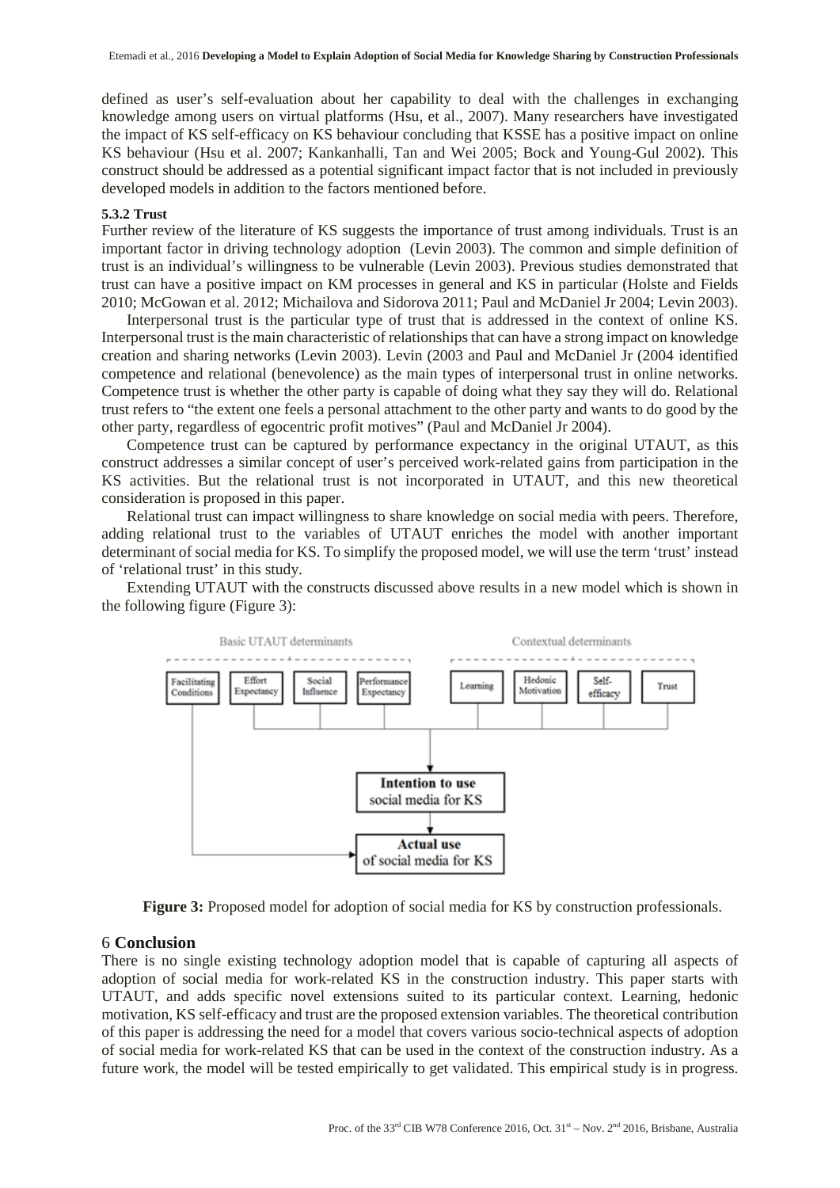defined as user's self-evaluation about her capability to deal with the challenges in exchanging knowledge among users on virtual platforms (Hsu, et al., 2007). Many researchers have investigated the impact of KS self-efficacy on KS behaviour concluding that KSSE has a positive impact on online KS behaviour (Hsu et al. 2007; Kankanhalli, Tan and Wei 2005; Bock and Young-Gul 2002). This construct should be addressed as a potential significant impact factor that is not included in previously developed models in addition to the factors mentioned before.

#### 5.3.2 Trust

Further review of the literature of KS suggests the importance of trust among individuals. Trust is an important factor in driving technology adoption (Levin 2003). The common and simple definition of trust is an individual's willingness to be vulnerable (Levin 2003). Previous studies demonstrated that trust can have a positive impact on KM processes in general and KS in particular (Holste and Fields 2010; McGowan et al. 2012; Michailova and Sidorova 2011; Paul and McDaniel Jr 2004; Levin 2003).

Interpersonal trust is the particular type of trust that is addressed in the context of online KS. Interpersonal trust is the main characteristic of relationships that can have a strong impact on knowledge creation and sharing networks (Levin 2003). Levin (2003 and Paul and McDaniel Jr (2004 identified competence and relational (benevolence) as the main types of interpersonal trust in online networks. Competence trust is whether the other party is capable of doing what they say they will do. Relational trust refers to "the extent one feels a personal attachment to the other party and wants to do good by the other party, regardless of egocentric profit motives" (Paul and McDaniel Jr 2004).

Competence trust can be captured by performance expectancy in the original UTAUT, as this construct addresses a similar concept of user's perceived work-related gains from participation in the KS activities. But the relational trust is not incorporated in UTAUT, and this new theoretical consideration is proposed in this paper.

Relational trust can impact willingness to share knowledge on social media with peers. Therefore, adding relational trust to the variables of UTAUT enriches the model with another important determinant of social media for KS. To simplify the proposed model, we will use the term 'trust' instead of 'relational trust' in this study.

Extending UTAUT with the constructs discussed above results in a new model which is shown in the following figure (Figure 3):

Basic UTAUT determinants: Facilitating Conditions, Effort Expectancy, Social Influence, Performance Expectancy

Contextual determinants: Learning, Hedonic Motivation, Self-efficacy, Trust

**Intention to use** social media for KS

**Actual use** of social media for KS

**Figure 3:** Proposed model for adoption of social media for KS by construction professionals.

## 6 Conclusion

There is no single existing technology adoption model that is capable of capturing all aspects of adoption of social media for work-related KS in the construction industry. This paper starts with UTAUT, and adds specific novel extensions suited to its particular context. Learning, hedonic motivation, KS self-efficacy and trust are the proposed extension variables. The theoretical contribution of this paper is addressing the need for a model that covers various socio-technical aspects of adoption of social media for work-related KS that can be used in the context of the construction industry. As a future work, the model will be tested empirically to get validated. This empirical study is in progress.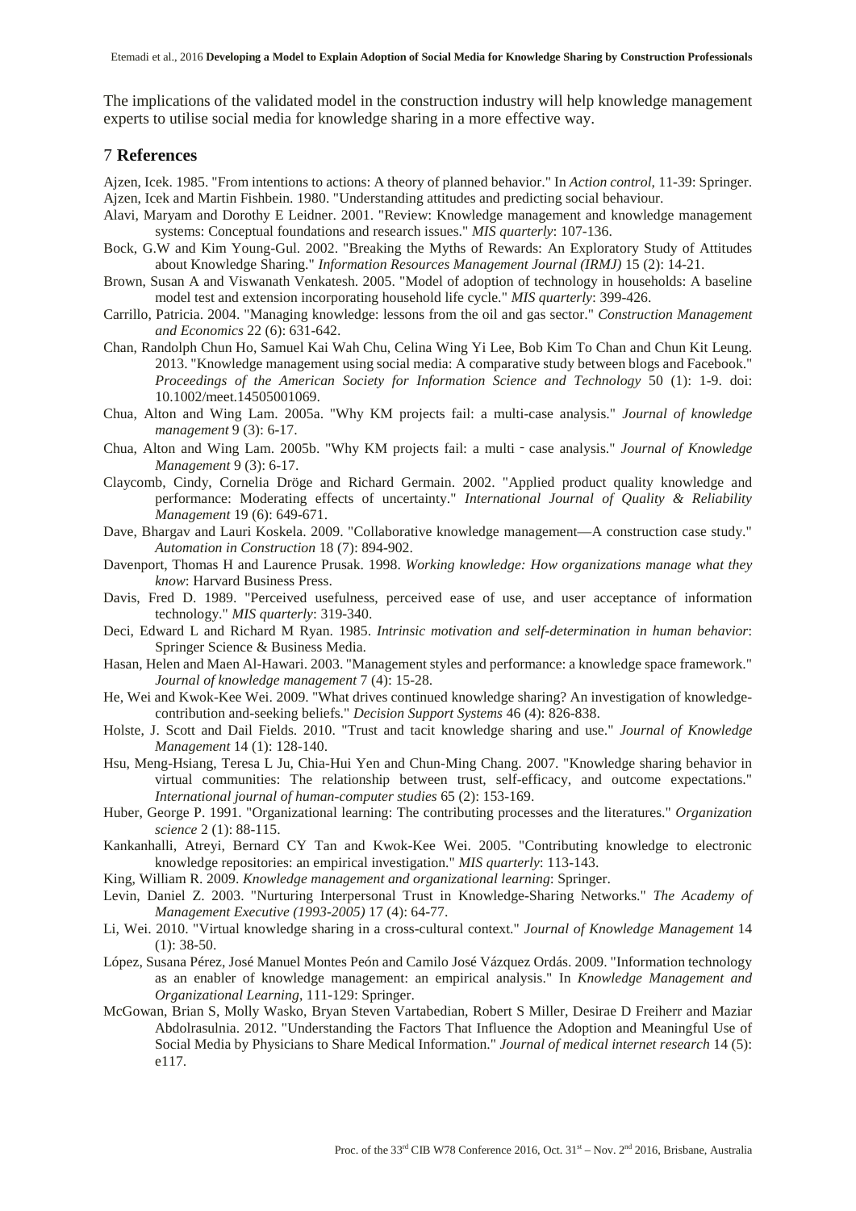The implications of the validated model in the construction industry will help knowledge management experts to utilise social media for knowledge sharing in a more effective way.

## 7 References

Ajzen, Icek. 1985. "From intentions to actions: A theory of planned behavior." In *Action control*, 11-39: Springer.

Ajzen, Icek and Martin Fishbein. 1980. "Understanding attitudes and predicting social behaviour.

Alavi, Maryam and Dorothy E Leidner. 2001. "Review: Knowledge management and knowledge management systems: Conceptual foundations and research issues." *MIS quarterly*: 107-136.

Bock, G.W and Kim Young-Gul. 2002. "Breaking the Myths of Rewards: An Exploratory Study of Attitudes about Knowledge Sharing." *Information Resources Management Journal (IRMJ)* 15 (2): 14-21.

Brown, Susan A and Viswanath Venkatesh. 2005. "Model of adoption of technology in households: A baseline model test and extension incorporating household life cycle." *MIS quarterly*: 399-426.

Carrillo, Patricia. 2004. "Managing knowledge: lessons from the oil and gas sector." *Construction Management and Economics* 22 (6): 631-642.

Chan, Randolph Chun Ho, Samuel Kai Wah Chu, Celina Wing Yi Lee, Bob Kim To Chan and Chun Kit Leung. 2013. "Knowledge management using social media: A comparative study between blogs and Facebook." *Proceedings of the American Society for Information Science and Technology* 50 (1): 1-9. doi: 10.1002/meet.14505001069.

Chua, Alton and Wing Lam. 2005a. "Why KM projects fail: a multi-case analysis." *Journal of knowledge management* 9 (3): 6-17.

Chua, Alton and Wing Lam. 2005b. "Why KM projects fail: a multi‐case analysis." *Journal of Knowledge Management* 9 (3): 6-17.

Claycomb, Cindy, Cornelia Dröge and Richard Germain. 2002. "Applied product quality knowledge and performance: Moderating effects of uncertainty." *International Journal of Quality & Reliability Management* 19 (6): 649-671.

Dave, Bhargav and Lauri Koskela. 2009. "Collaborative knowledge management—A construction case study." *Automation in Construction* 18 (7): 894-902.

Davenport, Thomas H and Laurence Prusak. 1998. *Working knowledge: How organizations manage what they know*: Harvard Business Press.

Davis, Fred D. 1989. "Perceived usefulness, perceived ease of use, and user acceptance of information technology." *MIS quarterly*: 319-340.

Deci, Edward L and Richard M Ryan. 1985. *Intrinsic motivation and self-determination in human behavior*: Springer Science & Business Media.

Hasan, Helen and Maen Al-Hawari. 2003. "Management styles and performance: a knowledge space framework." *Journal of knowledge management* 7 (4): 15-28.

He, Wei and Kwok-Kee Wei. 2009. "What drives continued knowledge sharing? An investigation of knowledge-contribution and-seeking beliefs." *Decision Support Systems* 46 (4): 826-838.

Holste, J. Scott and Dail Fields. 2010. "Trust and tacit knowledge sharing and use." *Journal of Knowledge Management* 14 (1): 128-140.

Hsu, Meng-Hsiang, Teresa L Ju, Chia-Hui Yen and Chun-Ming Chang. 2007. "Knowledge sharing behavior in virtual communities: The relationship between trust, self-efficacy, and outcome expectations." *International journal of human-computer studies* 65 (2): 153-169.

Huber, George P. 1991. "Organizational learning: The contributing processes and the literatures." *Organization science* 2 (1): 88-115.

Kankanhalli, Atreyi, Bernard CY Tan and Kwok-Kee Wei. 2005. "Contributing knowledge to electronic knowledge repositories: an empirical investigation." *MIS quarterly*: 113-143.

King, William R. 2009. *Knowledge management and organizational learning*: Springer.

Levin, Daniel Z. 2003. "Nurturing Interpersonal Trust in Knowledge-Sharing Networks." *The Academy of Management Executive (1993-2005)* 17 (4): 64-77.

Li, Wei. 2010. "Virtual knowledge sharing in a cross-cultural context." *Journal of Knowledge Management* 14 (1): 38-50.

López, Susana Pérez, José Manuel Montes Peón and Camilo José Vázquez Ordás. 2009. "Information technology as an enabler of knowledge management: an empirical analysis." In *Knowledge Management and Organizational Learning*, 111-129: Springer.

McGowan, Brian S, Molly Wasko, Bryan Steven Vartabedian, Robert S Miller, Desirae D Freiherr and Maziar Abdolrasulnia. 2012. "Understanding the Factors That Influence the Adoption and Meaningful Use of Social Media by Physicians to Share Medical Information." *Journal of medical internet research* 14 (5): e117.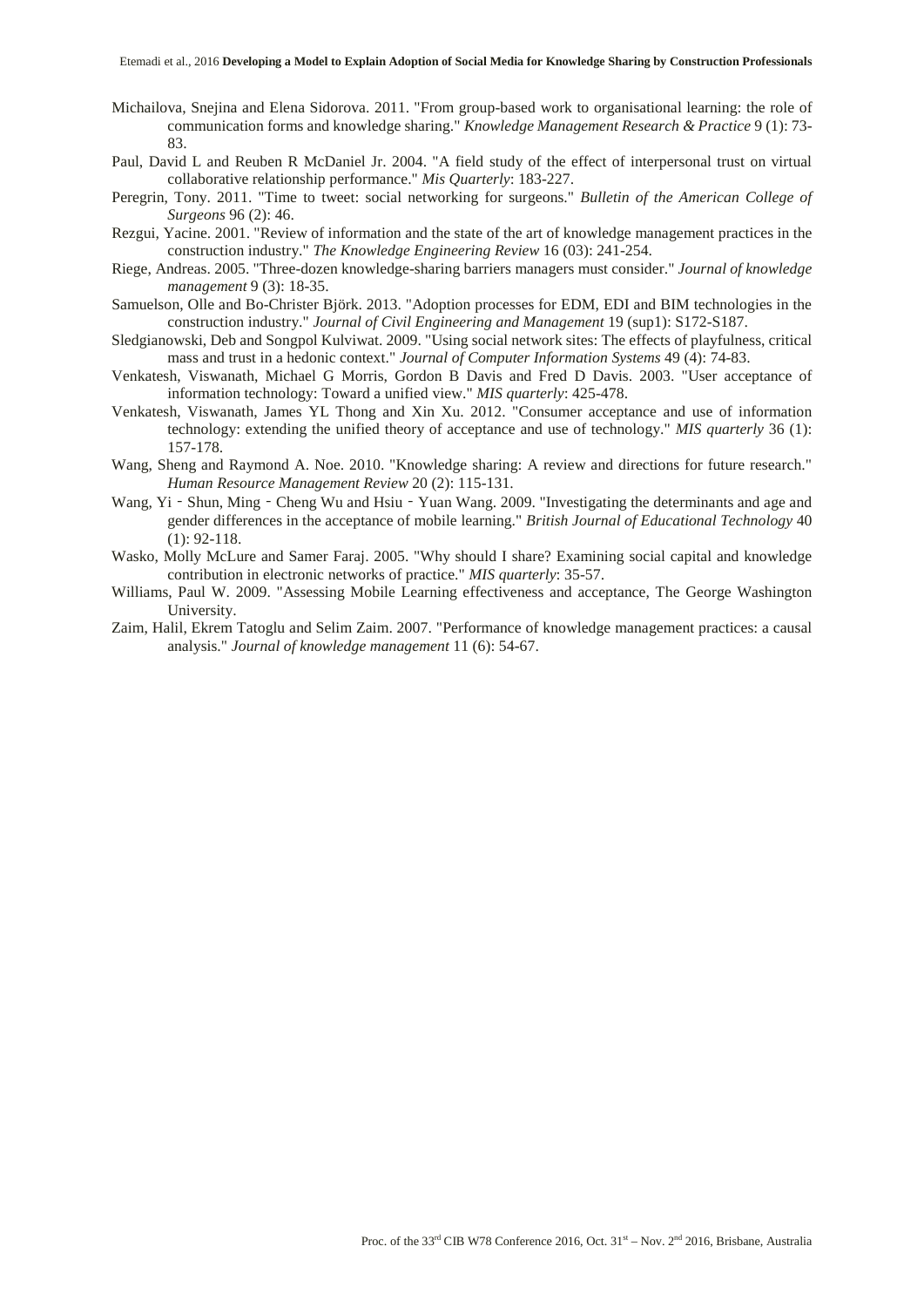Michailova, Snejina and Elena Sidorova. 2011. "From group-based work to organisational learning: the role of communication forms and knowledge sharing." *Knowledge Management Research & Practice* 9 (1): 73-83.

Paul, David L and Reuben R McDaniel Jr. 2004. "A field study of the effect of interpersonal trust on virtual collaborative relationship performance." *Mis Quarterly*: 183-227.

Peregrin, Tony. 2011. "Time to tweet: social networking for surgeons." *Bulletin of the American College of Surgeons* 96 (2): 46.

Rezgui, Yacine. 2001. "Review of information and the state of the art of knowledge management practices in the construction industry." *The Knowledge Engineering Review* 16 (03): 241-254.

Riege, Andreas. 2005. "Three-dozen knowledge-sharing barriers managers must consider." *Journal of knowledge management* 9 (3): 18-35.

Samuelson, Olle and Bo-Christer Björk. 2013. "Adoption processes for EDM, EDI and BIM technologies in the construction industry." *Journal of Civil Engineering and Management* 19 (sup1): S172-S187.

Sledgianowski, Deb and Songpol Kulviwat. 2009. "Using social network sites: The effects of playfulness, critical mass and trust in a hedonic context." *Journal of Computer Information Systems* 49 (4): 74-83.

Venkatesh, Viswanath, Michael G Morris, Gordon B Davis and Fred D Davis. 2003. "User acceptance of information technology: Toward a unified view." *MIS quarterly*: 425-478.

Venkatesh, Viswanath, James YL Thong and Xin Xu. 2012. "Consumer acceptance and use of information technology: extending the unified theory of acceptance and use of technology." *MIS quarterly* 36 (1): 157-178.

Wang, Sheng and Raymond A. Noe. 2010. "Knowledge sharing: A review and directions for future research." *Human Resource Management Review* 20 (2): 115-131.

Wang, Yi‐Shun, Ming‐Cheng Wu and Hsiu‐Yuan Wang. 2009. "Investigating the determinants and age and gender differences in the acceptance of mobile learning." *British Journal of Educational Technology* 40 (1): 92-118.

Wasko, Molly McLure and Samer Faraj. 2005. "Why should I share? Examining social capital and knowledge contribution in electronic networks of practice." *MIS quarterly*: 35-57.

Williams, Paul W. 2009. "Assessing Mobile Learning effectiveness and acceptance, The George Washington University.

Zaim, Halil, Ekrem Tatoglu and Selim Zaim. 2007. "Performance of knowledge management practices: a causal analysis." *Journal of knowledge management* 11 (6): 54-67.